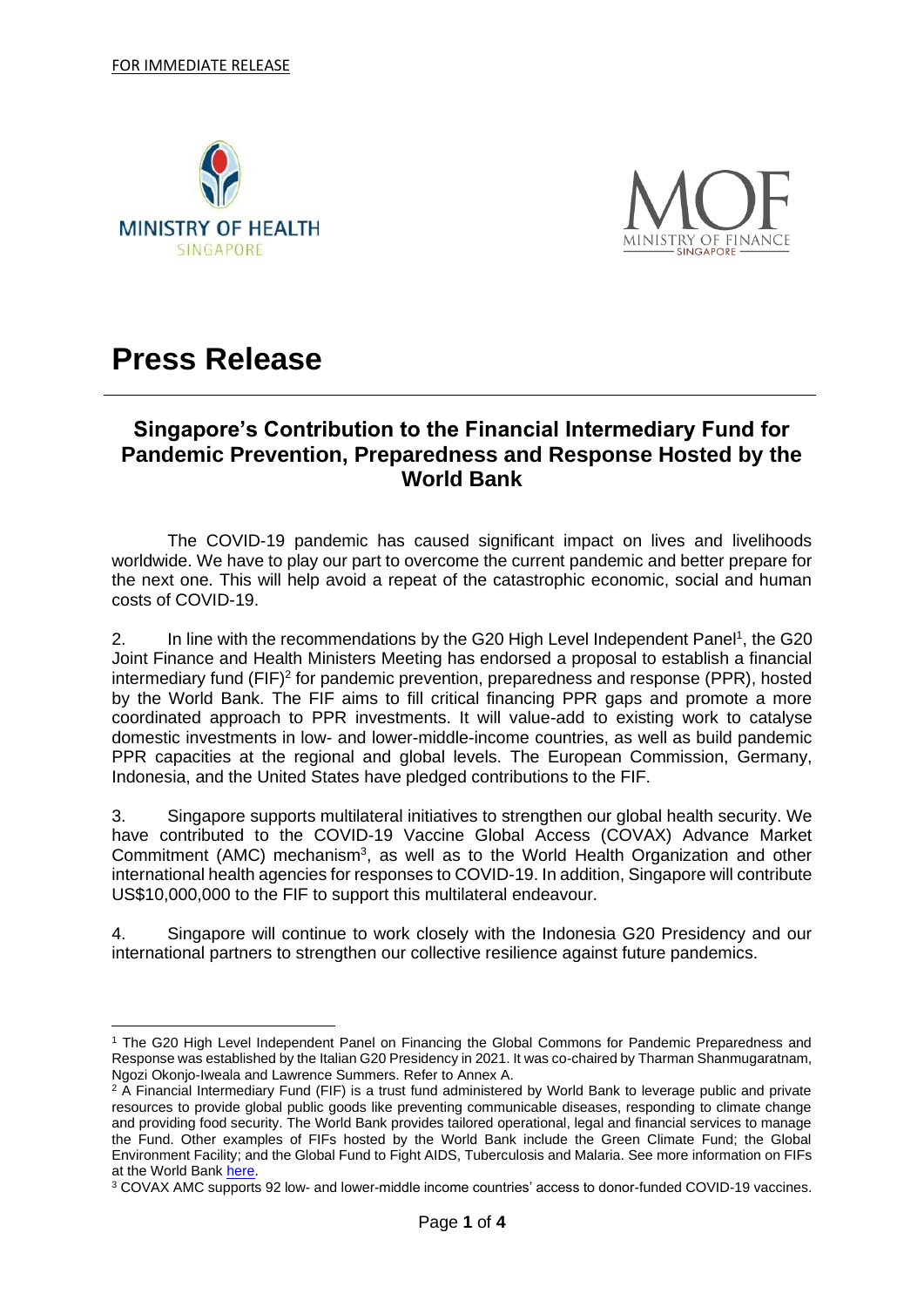FOR IMMEDIATE RELEASE

# Press Release

## Singapore's Contribution to the Financial Intermediary Fund for Pandemic Prevention, Preparedness and Response Hosted by the World Bank

The COVID-19 pandemic has caused significant impact on lives and livelihoods worldwide. We have to play our part to overcome the current pandemic and better prepare for the next one. This will help avoid a repeat of the catastrophic economic, social and human costs of COVID-19.

2. In line with the recommendations by the G20 High Level Independent Panel[1], the G20 Joint Finance and Health Ministers Meeting has endorsed a proposal to establish a financial intermediary fund (FIF)[2] for pandemic prevention, preparedness and response (PPR), hosted by the World Bank. The FIF aims to fill critical financing PPR gaps and promote a more coordinated approach to PPR investments. It will value-add to existing work to catalyse domestic investments in low- and lower-middle-income countries, as well as build pandemic PPR capacities at the regional and global levels. The European Commission, Germany, Indonesia, and the United States have pledged contributions to the FIF.

3. Singapore supports multilateral initiatives to strengthen our global health security. We have contributed to the COVID-19 Vaccine Global Access (COVAX) Advance Market Commitment (AMC) mechanism[3], as well as to the World Health Organization and other international health agencies for responses to COVID-19. In addition, Singapore will contribute US$10,000,000 to the FIF to support this multilateral endeavour.

4. Singapore will continue to work closely with the Indonesia G20 Presidency and our international partners to strengthen our collective resilience against future pandemics.

---

[1] The G20 High Level Independent Panel on Financing the Global Commons for Pandemic Preparedness and Response was established by the Italian G20 Presidency in 2021. It was co-chaired by Tharman Shanmugaratnam, Ngozi Okonjo-Iweala and Lawrence Summers. Refer to Annex A.

[2] A Financial Intermediary Fund (FIF) is a trust fund administered by World Bank to leverage public and private resources to provide global public goods like preventing communicable diseases, responding to climate change and providing food security. The World Bank provides tailored operational, legal and financial services to manage the Fund. Other examples of FIFs hosted by the World Bank include the Green Climate Fund; the Global Environment Facility; and the Global Fund to Fight AIDS, Tuberculosis and Malaria. See more information on FIFs at the World Bank here.

[3] COVAX AMC supports 92 low- and lower-middle income countries' access to donor-funded COVID-19 vaccines.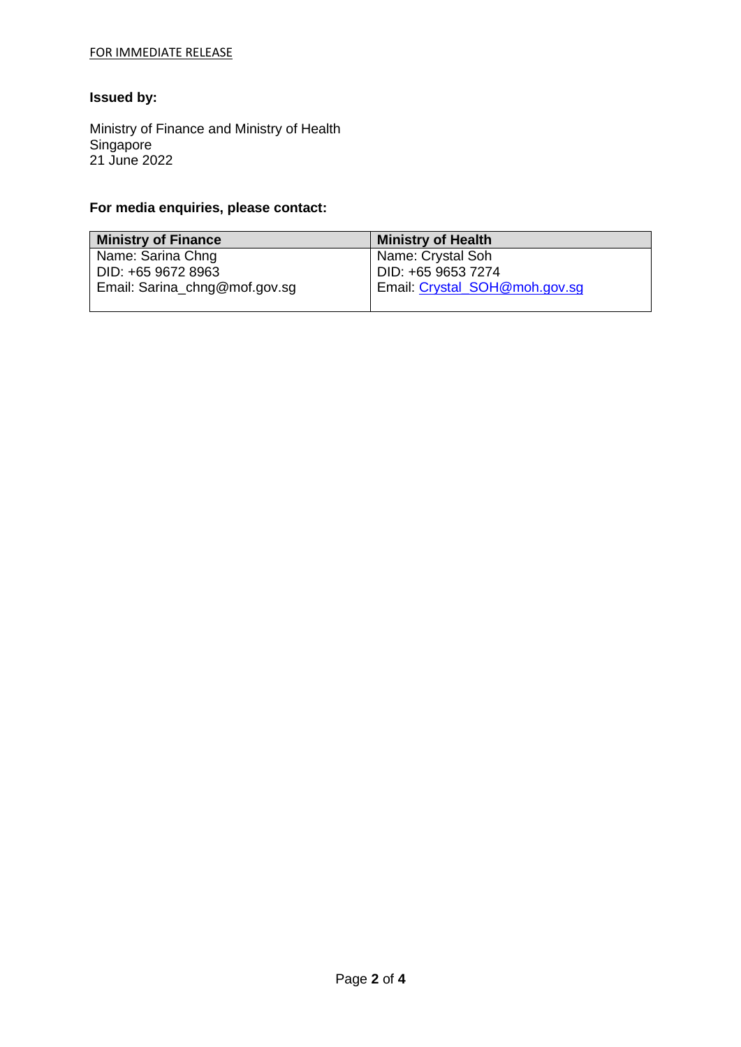FOR IMMEDIATE RELEASE

**Issued by:**

Ministry of Finance and Ministry of Health
Singapore
21 June 2022

**For media enquiries, please contact:**

| Ministry of Finance | Ministry of Health |
| --- | --- |
| Name: Sarina Chng<br>DID: +65 9672 8963<br>Email: Sarina_chng@mof.gov.sg | Name: Crystal Soh<br>DID: +65 9653 7274<br>Email: Crystal_SOH@moh.gov.sg |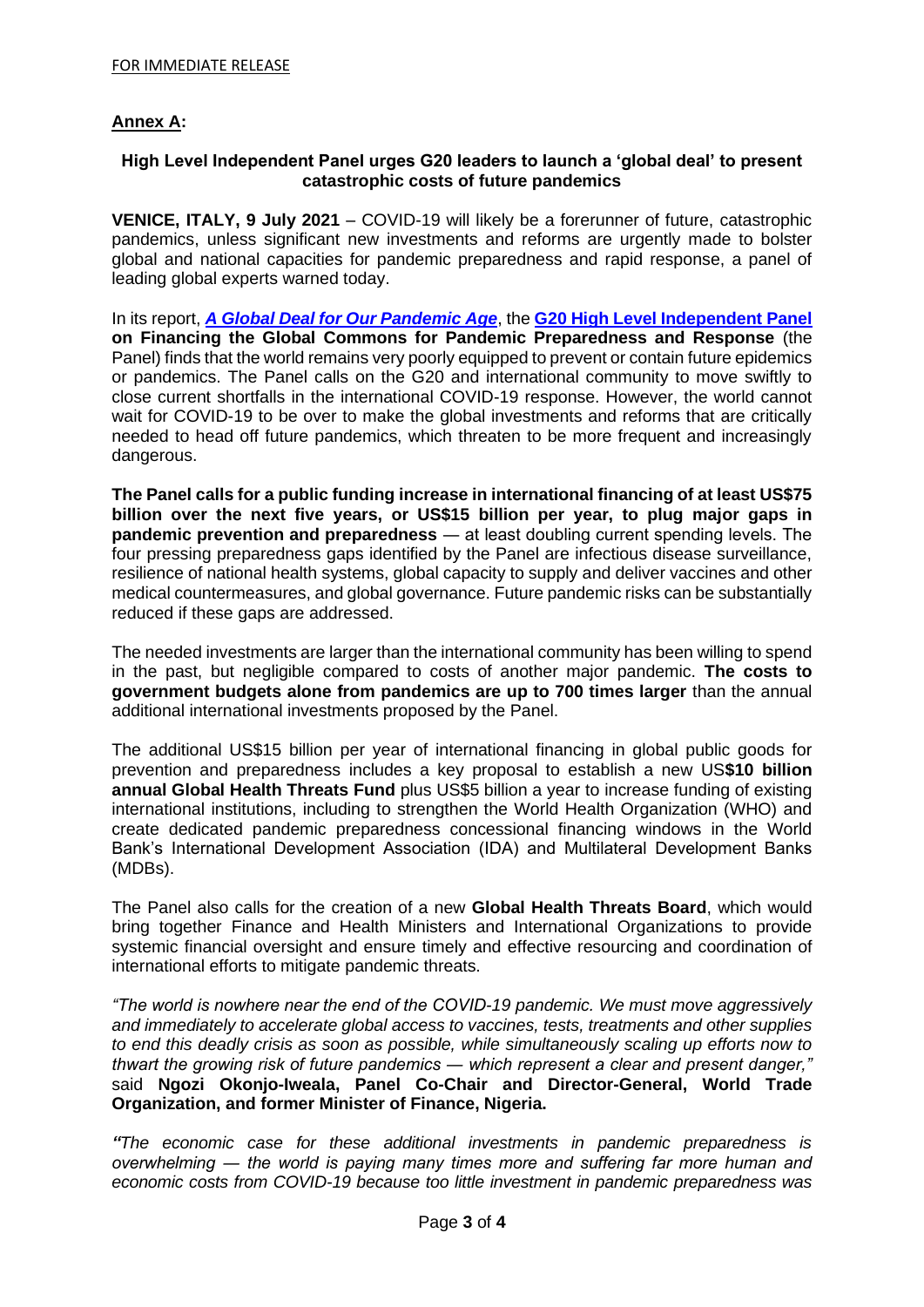FOR IMMEDIATE RELEASE

**Annex A:**

### High Level Independent Panel urges G20 leaders to launch a 'global deal' to present catastrophic costs of future pandemics

**VENICE, ITALY, 9 July 2021** – COVID-19 will likely be a forerunner of future, catastrophic pandemics, unless significant new investments and reforms are urgently made to bolster global and national capacities for pandemic preparedness and rapid response, a panel of leading global experts warned today.

In its report, ***A Global Deal for Our Pandemic Age***, the **G20 High Level Independent Panel on Financing the Global Commons for Pandemic Preparedness and Response** (the Panel) finds that the world remains very poorly equipped to prevent or contain future epidemics or pandemics. The Panel calls on the G20 and international community to move swiftly to close current shortfalls in the international COVID-19 response. However, the world cannot wait for COVID-19 to be over to make the global investments and reforms that are critically needed to head off future pandemics, which threaten to be more frequent and increasingly dangerous.

**The Panel calls for a public funding increase in international financing of at least US$75 billion over the next five years, or US$15 billion per year, to plug major gaps in pandemic prevention and preparedness** — at least doubling current spending levels. The four pressing preparedness gaps identified by the Panel are infectious disease surveillance, resilience of national health systems, global capacity to supply and deliver vaccines and other medical countermeasures, and global governance. Future pandemic risks can be substantially reduced if these gaps are addressed.

The needed investments are larger than the international community has been willing to spend in the past, but negligible compared to costs of another major pandemic. **The costs to government budgets alone from pandemics are up to 700 times larger** than the annual additional international investments proposed by the Panel.

The additional US$15 billion per year of international financing in global public goods for prevention and preparedness includes a key proposal to establish a new US**$10 billion annual Global Health Threats Fund** plus US$5 billion a year to increase funding of existing international institutions, including to strengthen the World Health Organization (WHO) and create dedicated pandemic preparedness concessional financing windows in the World Bank's International Development Association (IDA) and Multilateral Development Banks (MDBs).

The Panel also calls for the creation of a new **Global Health Threats Board**, which would bring together Finance and Health Ministers and International Organizations to provide systemic financial oversight and ensure timely and effective resourcing and coordination of international efforts to mitigate pandemic threats.

*"The world is nowhere near the end of the COVID-19 pandemic. We must move aggressively and immediately to accelerate global access to vaccines, tests, treatments and other supplies to end this deadly crisis as soon as possible, while simultaneously scaling up efforts now to thwart the growing risk of future pandemics — which represent a clear and present danger,"* said **Ngozi Okonjo-Iweala, Panel Co-Chair and Director-General, World Trade Organization, and former Minister of Finance, Nigeria.**

*"The economic case for these additional investments in pandemic preparedness is overwhelming — the world is paying many times more and suffering far more human and economic costs from COVID-19 because too little investment in pandemic preparedness was*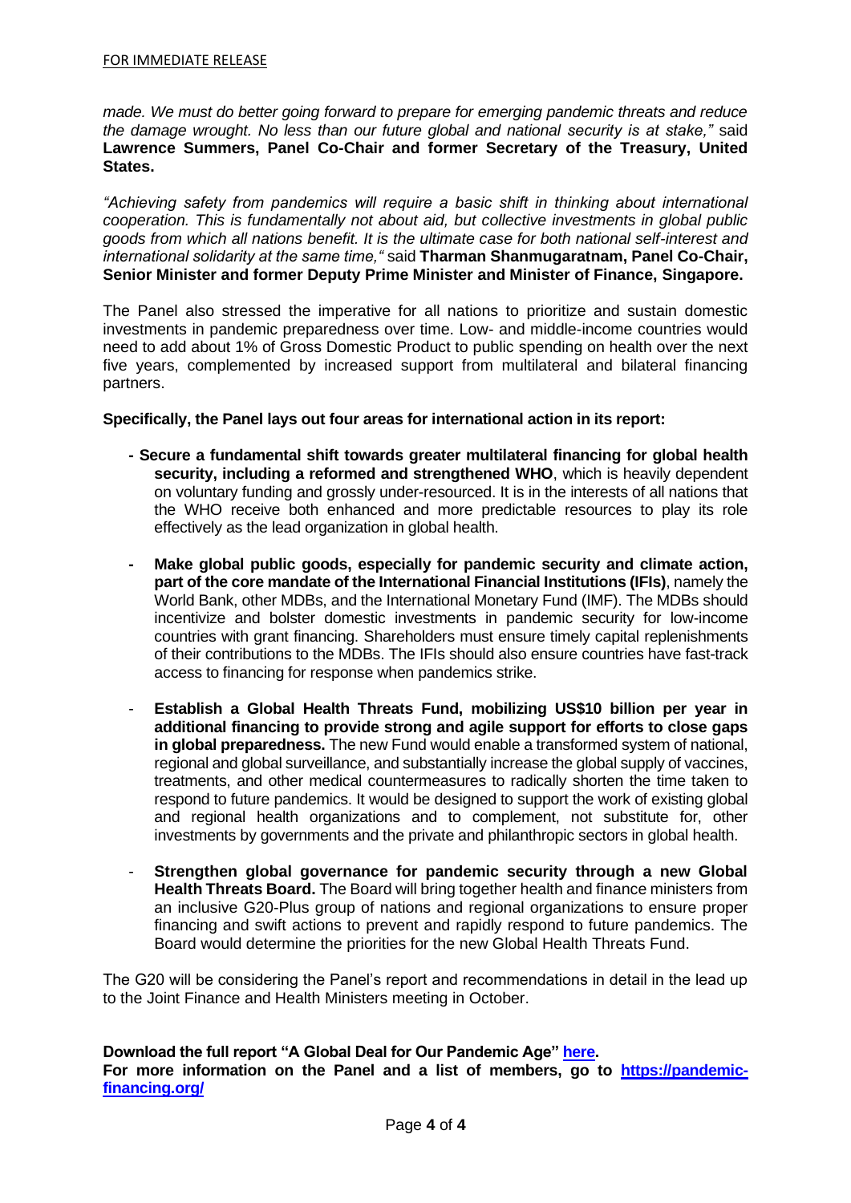*made. We must do better going forward to prepare for emerging pandemic threats and reduce the damage wrought. No less than our future global and national security is at stake,"* said **Lawrence Summers, Panel Co-Chair and former Secretary of the Treasury, United States.**

*"Achieving safety from pandemics will require a basic shift in thinking about international cooperation. This is fundamentally not about aid, but collective investments in global public goods from which all nations benefit. It is the ultimate case for both national self-interest and international solidarity at the same time,"* said **Tharman Shanmugaratnam, Panel Co-Chair, Senior Minister and former Deputy Prime Minister and Minister of Finance, Singapore.**

The Panel also stressed the imperative for all nations to prioritize and sustain domestic investments in pandemic preparedness over time. Low- and middle-income countries would need to add about 1% of Gross Domestic Product to public spending on health over the next five years, complemented by increased support from multilateral and bilateral financing partners.

**Specifically, the Panel lays out four areas for international action in its report:**

- **Secure a fundamental shift towards greater multilateral financing for global health security, including a reformed and strengthened WHO**, which is heavily dependent on voluntary funding and grossly under-resourced. It is in the interests of all nations that the WHO receive both enhanced and more predictable resources to play its role effectively as the lead organization in global health.

- **Make global public goods, especially for pandemic security and climate action, part of the core mandate of the International Financial Institutions (IFIs)**, namely the World Bank, other MDBs, and the International Monetary Fund (IMF). The MDBs should incentivize and bolster domestic investments in pandemic security for low-income countries with grant financing. Shareholders must ensure timely capital replenishments of their contributions to the MDBs. The IFIs should also ensure countries have fast-track access to financing for response when pandemics strike.

- **Establish a Global Health Threats Fund, mobilizing US$10 billion per year in additional financing to provide strong and agile support for efforts to close gaps in global preparedness.** The new Fund would enable a transformed system of national, regional and global surveillance, and substantially increase the global supply of vaccines, treatments, and other medical countermeasures to radically shorten the time taken to respond to future pandemics. It would be designed to support the work of existing global and regional health organizations and to complement, not substitute for, other investments by governments and the private and philanthropic sectors in global health.

- **Strengthen global governance for pandemic security through a new Global Health Threats Board.** The Board will bring together health and finance ministers from an inclusive G20-Plus group of nations and regional organizations to ensure proper financing and swift actions to prevent and rapidly respond to future pandemics. The Board would determine the priorities for the new Global Health Threats Fund.

The G20 will be considering the Panel's report and recommendations in detail in the lead up to the Joint Finance and Health Ministers meeting in October.

**Download the full report "A Global Deal for Our Pandemic Age" here.**
**For more information on the Panel and a list of members, go to https://pandemic-financing.org/**